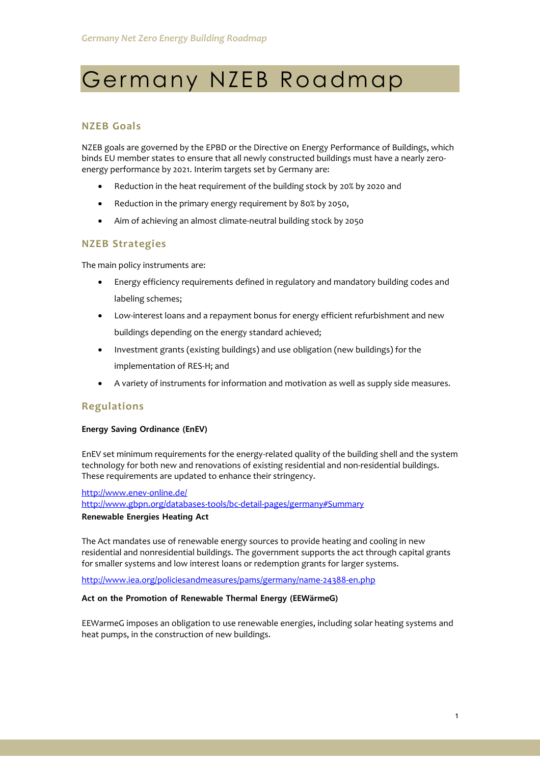# Germany NZEB Roadmap

## NZEB Goals

NZEB goals are governed by the EPBD or the Directive on Energy Performance of Buildings, which binds EU member states to ensure that all newly constructed buildings must have a nearly zero-energy performance by 2021. Interim targets set by Germany are:

- Reduction in the heat requirement of the building stock by 20% by 2020 and
- Reduction in the primary energy requirement by 80% by 2050,
- Aim of achieving an almost climate-neutral building stock by 2050

## NZEB Strategies

The main policy instruments are:

- Energy efficiency requirements defined in regulatory and mandatory building codes and labeling schemes;
- Low-interest loans and a repayment bonus for energy efficient refurbishment and new buildings depending on the energy standard achieved;
- Investment grants (existing buildings) and use obligation (new buildings) for the implementation of RES-H; and
- A variety of instruments for information and motivation as well as supply side measures.

## Regulations

**Energy Saving Ordinance (EnEV)**

EnEV set minimum requirements for the energy-related quality of the building shell and the system technology for both new and renovations of existing residential and non-residential buildings. These requirements are updated to enhance their stringency.

http://www.enev-online.de/
http://www.gbpn.org/databases-tools/bc-detail-pages/germany#Summary

**Renewable Energies Heating Act**

The Act mandates use of renewable energy sources to provide heating and cooling in new residential and nonresidential buildings. The government supports the act through capital grants for smaller systems and low interest loans or redemption grants for larger systems.

http://www.iea.org/policiesandmeasures/pams/germany/name-24388-en.php

**Act on the Promotion of Renewable Thermal Energy (EEWärmeG)**

EEWarmeG imposes an obligation to use renewable energies, including solar heating systems and heat pumps, in the construction of new buildings.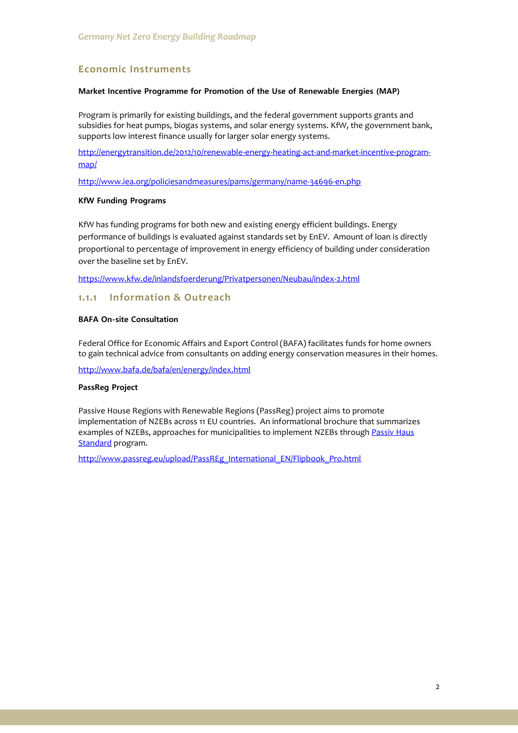## Economic Instruments

**Market Incentive Programme for Promotion of the Use of Renewable Energies (MAP)**

Program is primarily for existing buildings, and the federal government supports grants and subsidies for heat pumps, biogas systems, and solar energy systems. KfW, the government bank, supports low interest finance usually for larger solar energy systems.

http://energytransition.de/2012/10/renewable-energy-heating-act-and-market-incentive-program-map/

http://www.iea.org/policiesandmeasures/pams/germany/name-34696-en.php

**KfW Funding Programs**

KfW has funding programs for both new and existing energy efficient buildings. Energy performance of buildings is evaluated against standards set by EnEV. Amount of loan is directly proportional to percentage of improvement in energy efficiency of building under consideration over the baseline set by EnEV.

https://www.kfw.de/inlandsfoerderung/Privatpersonen/Neubau/index-2.html

### 1.1.1 Information & Outreach

**BAFA On-site Consultation**

Federal Office for Economic Affairs and Export Control (BAFA) facilitates funds for home owners to gain technical advice from consultants on adding energy conservation measures in their homes.

http://www.bafa.de/bafa/en/energy/index.html

**PassReg Project**

Passive House Regions with Renewable Regions (PassReg) project aims to promote implementation of NZEBs across 11 EU countries. An informational brochure that summarizes examples of NZEBs, approaches for municipalities to implement NZEBs through Passiv Haus Standard program.

http://www.passreg.eu/upload/PassREg_International_EN/Flipbook_Pro.html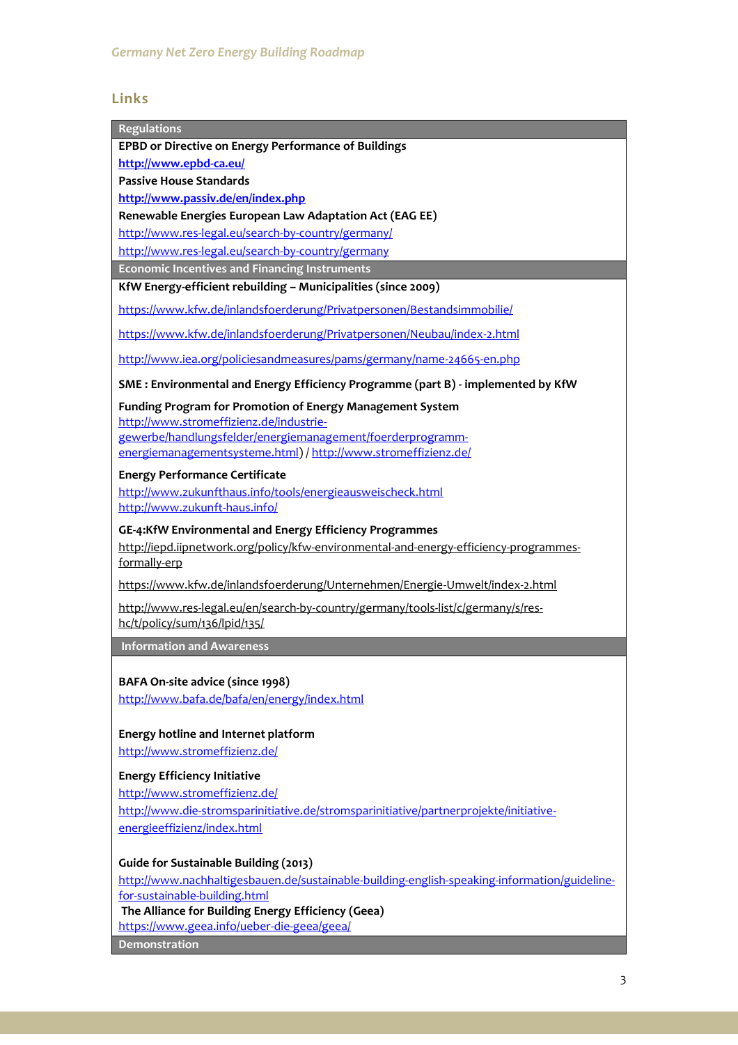## Links

### Regulations

**EPBD or Directive on Energy Performance of Buildings**

**http://www.epbd-ca.eu/**

**Passive House Standards**

**http://www.passiv.de/en/index.php**

**Renewable Energies European Law Adaptation Act (EAG EE)**

http://www.res-legal.eu/search-by-country/germany/

http://www.res-legal.eu/search-by-country/germany

### Economic Incentives and Financing Instruments

**KfW Energy-efficient rebuilding – Municipalities (since 2009)**

https://www.kfw.de/inlandsfoerderung/Privatpersonen/Bestandsimmobilie/

https://www.kfw.de/inlandsfoerderung/Privatpersonen/Neubau/index-2.html

http://www.iea.org/policiesandmeasures/pams/germany/name-24665-en.php

**SME : Environmental and Energy Efficiency Programme (part B) - implemented by KfW**

**Funding Program for Promotion of Energy Management System**

http://www.stromeffizienz.de/industrie-gewerbe/handlungsfelder/energiemanagement/foerderprogramm-energiemanagementsysteme.html) / http://www.stromeffizienz.de/

**Energy Performance Certificate**

http://www.zukunfthaus.info/tools/energieausweischeck.html

http://www.zukunft-haus.info/

**GE-4:KfW Environmental and Energy Efficiency Programmes**

http://iepd.iipnetwork.org/policy/kfw-environmental-and-energy-efficiency-programmes-formally-erp

https://www.kfw.de/inlandsfoerderung/Unternehmen/Energie-Umwelt/index-2.html

http://www.res-legal.eu/en/search-by-country/germany/tools-list/c/germany/s/res-hc/t/policy/sum/136/lpid/135/

### Information and Awareness

**BAFA On-site advice (since 1998)**

http://www.bafa.de/bafa/en/energy/index.html

**Energy hotline and Internet platform**

http://www.stromeffizienz.de/

**Energy Efficiency Initiative**

http://www.stromeffizienz.de/

http://www.die-stromsparinitiative.de/stromsparinitiative/partnerprojekte/initiative-energieeffizienz/index.html

**Guide for Sustainable Building (2013)**

http://www.nachhaltigesbauen.de/sustainable-building-english-speaking-information/guideline-for-sustainable-building.html

**The Alliance for Building Energy Efficiency (Geea)**

https://www.geea.info/ueber-die-geea/geea/

### Demonstration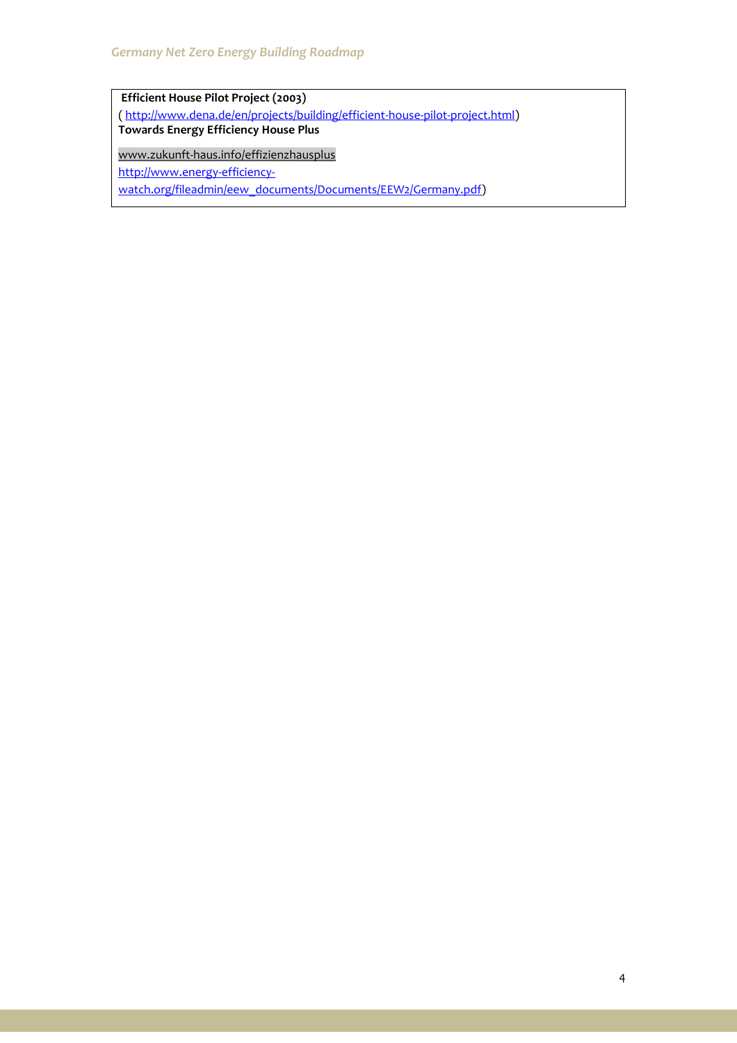**Efficient House Pilot Project (2003)**
( http://www.dena.de/en/projects/building/efficient-house-pilot-project.html)
**Towards Energy Efficiency House Plus**

www.zukunft-haus.info/effizienzhausplus
http://www.energy-efficiency-watch.org/fileadmin/eew_documents/Documents/EEW2/Germany.pdf)